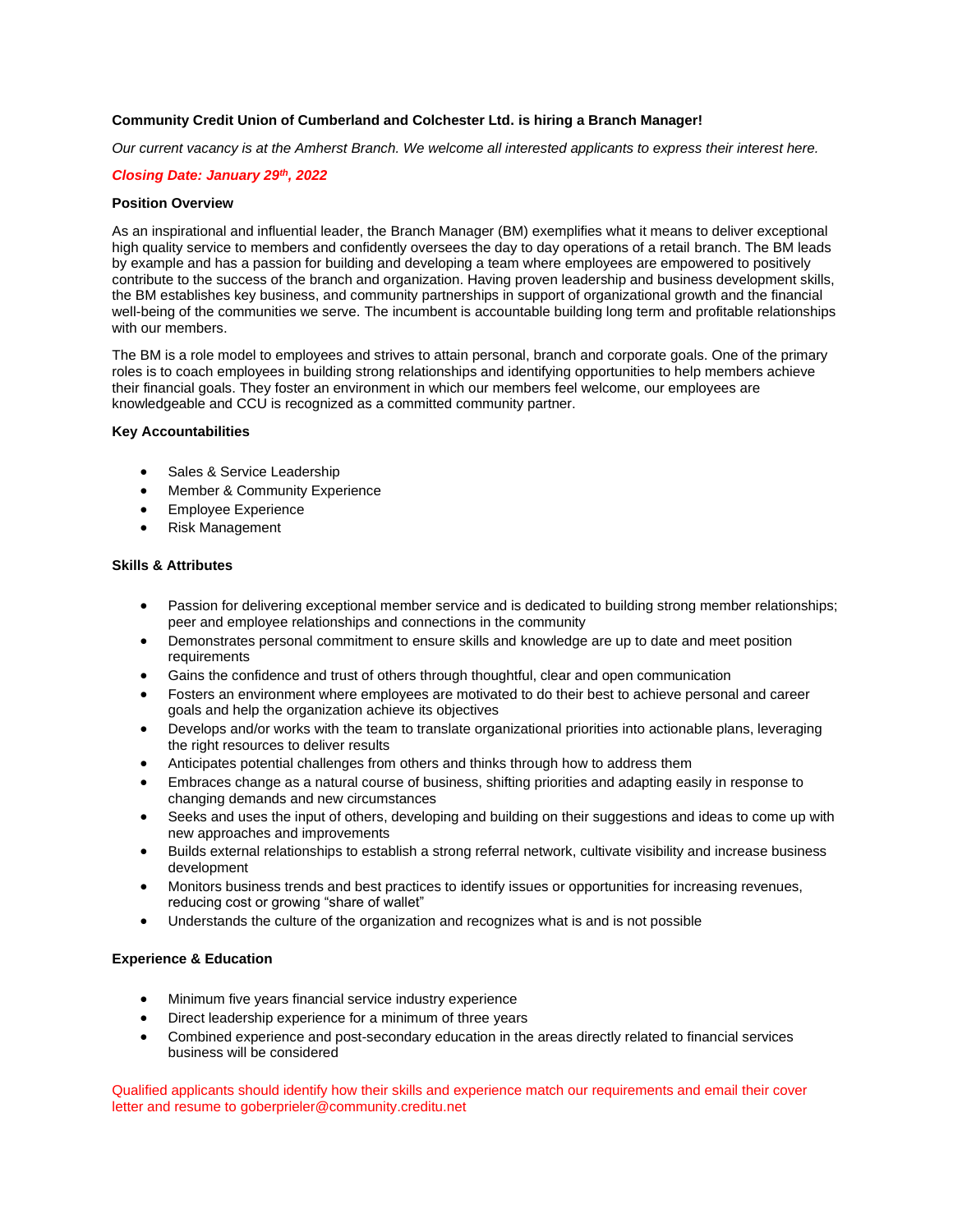**Community Credit Union of Cumberland and Colchester Ltd. is hiring a Branch Manager!**

*Our current vacancy is at the Amherst Branch. We welcome all interested applicants to express their interest here.*

***Closing Date: January 29th, 2022***

**Position Overview**

As an inspirational and influential leader, the Branch Manager (BM) exemplifies what it means to deliver exceptional high quality service to members and confidently oversees the day to day operations of a retail branch. The BM leads by example and has a passion for building and developing a team where employees are empowered to positively contribute to the success of the branch and organization. Having proven leadership and business development skills, the BM establishes key business, and community partnerships in support of organizational growth and the financial well-being of the communities we serve. The incumbent is accountable building long term and profitable relationships with our members.

The BM is a role model to employees and strives to attain personal, branch and corporate goals. One of the primary roles is to coach employees in building strong relationships and identifying opportunities to help members achieve their financial goals. They foster an environment in which our members feel welcome, our employees are knowledgeable and CCU is recognized as a committed community partner.

**Key Accountabilities**

- Sales & Service Leadership
- Member & Community Experience
- Employee Experience
- Risk Management

**Skills & Attributes**

- Passion for delivering exceptional member service and is dedicated to building strong member relationships; peer and employee relationships and connections in the community
- Demonstrates personal commitment to ensure skills and knowledge are up to date and meet position requirements
- Gains the confidence and trust of others through thoughtful, clear and open communication
- Fosters an environment where employees are motivated to do their best to achieve personal and career goals and help the organization achieve its objectives
- Develops and/or works with the team to translate organizational priorities into actionable plans, leveraging the right resources to deliver results
- Anticipates potential challenges from others and thinks through how to address them
- Embraces change as a natural course of business, shifting priorities and adapting easily in response to changing demands and new circumstances
- Seeks and uses the input of others, developing and building on their suggestions and ideas to come up with new approaches and improvements
- Builds external relationships to establish a strong referral network, cultivate visibility and increase business development
- Monitors business trends and best practices to identify issues or opportunities for increasing revenues, reducing cost or growing "share of wallet"
- Understands the culture of the organization and recognizes what is and is not possible

**Experience & Education**

- Minimum five years financial service industry experience
- Direct leadership experience for a minimum of three years
- Combined experience and post-secondary education in the areas directly related to financial services business will be considered

Qualified applicants should identify how their skills and experience match our requirements and email their cover letter and resume to goberprieler@community.creditu.net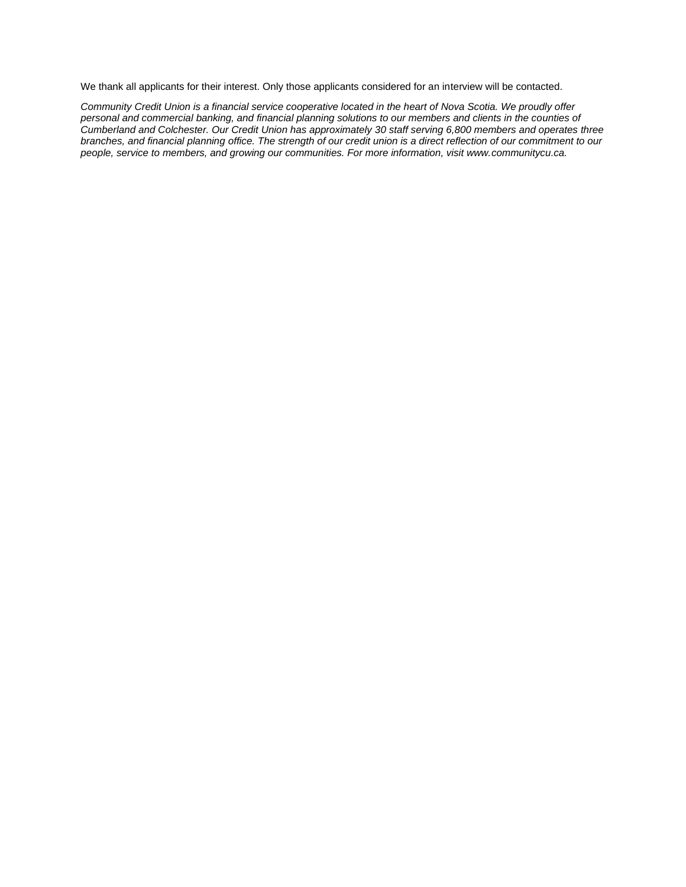We thank all applicants for their interest. Only those applicants considered for an interview will be contacted.

*Community Credit Union is a financial service cooperative located in the heart of Nova Scotia. We proudly offer personal and commercial banking, and financial planning solutions to our members and clients in the counties of Cumberland and Colchester. Our Credit Union has approximately 30 staff serving 6,800 members and operates three branches, and financial planning office. The strength of our credit union is a direct reflection of our commitment to our people, service to members, and growing our communities. For more information, visit www.communitycu.ca.*